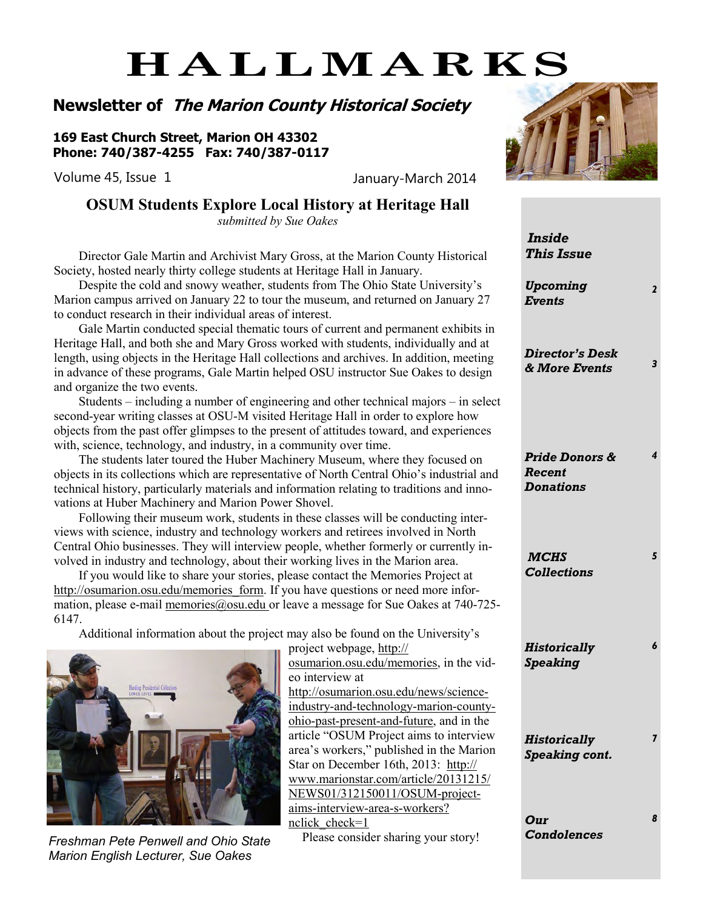# HALLMARKS

## Newsletter of *The Marion County Historical Society*

**169 East Church Street, Marion OH 43302**
**Phone: 740/387-4255 Fax: 740/387-0117**

Volume 45, Issue 1

January-March 2014

## OSUM Students Explore Local History at Heritage Hall

*submitted by Sue Oakes*

Director Gale Martin and Archivist Mary Gross, at the Marion County Historical Society, hosted nearly thirty college students at Heritage Hall in January.

Despite the cold and snowy weather, students from The Ohio State University's Marion campus arrived on January 22 to tour the museum, and returned on January 27 to conduct research in their individual areas of interest.

Gale Martin conducted special thematic tours of current and permanent exhibits in Heritage Hall, and both she and Mary Gross worked with students, individually and at length, using objects in the Heritage Hall collections and archives. In addition, meeting in advance of these programs, Gale Martin helped OSU instructor Sue Oakes to design and organize the two events.

Students – including a number of engineering and other technical majors – in select second-year writing classes at OSU-M visited Heritage Hall in order to explore how objects from the past offer glimpses to the present of attitudes toward, and experiences with, science, technology, and industry, in a community over time.

The students later toured the Huber Machinery Museum, where they focused on objects in its collections which are representative of North Central Ohio's industrial and technical history, particularly materials and information relating to traditions and innovations at Huber Machinery and Marion Power Shovel.

Following their museum work, students in these classes will be conducting interviews with science, industry and technology workers and retirees involved in North Central Ohio businesses. They will interview people, whether formerly or currently involved in industry and technology, about their working lives in the Marion area.

If you would like to share your stories, please contact the Memories Project at http://osumarion.osu.edu/memories_form. If you have questions or need more information, please e-mail memories@osu.edu or leave a message for Sue Oakes at 740-725-6147.

Additional information about the project may also be found on the University's project webpage, http://osumarion.osu.edu/memories, in the video interview at http://osumarion.osu.edu/news/science-industry-and-technology-marion-county-ohio-past-present-and-future, and in the article "OSUM Project aims to interview area's workers," published in the Marion Star on December 16th, 2013: http://www.marionstar.com/article/20131215/NEWS01/312150011/OSUM-project-aims-interview-area-s-workers?nclick_check=1

Please consider sharing your story!

*Freshman Pete Penwell and Ohio State Marion English Lecturer, Sue Oakes*

---

***Inside This Issue***

| | |
|---|---|
| ***Upcoming Events*** | 2 |
| ***Director's Desk & More Events*** | 3 |
| ***Pride Donors & Recent Donations*** | 4 |
| ***MCHS Collections*** | 5 |
| ***Historically Speaking*** | 6 |
| ***Historically Speaking cont.*** | 7 |
| ***Our Condolences*** | 8 |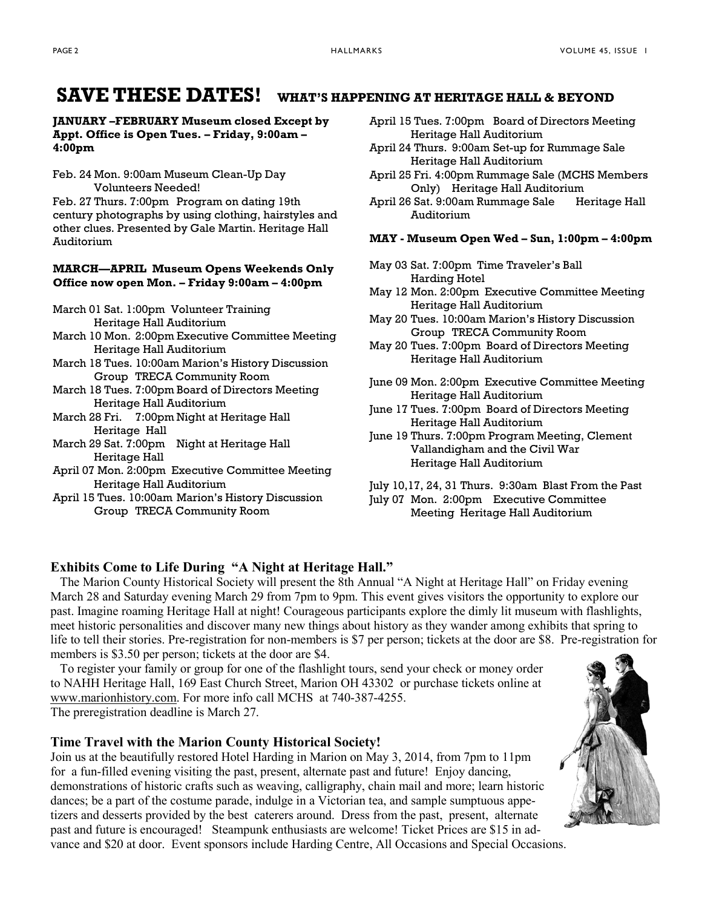# SAVE THESE DATES! WHAT'S HAPPENING AT HERITAGE HALL & BEYOND

**JANUARY –FEBRUARY Museum closed Except by Appt. Office is Open Tues. – Friday, 9:00am – 4:00pm**

Feb. 24 Mon. 9:00am Museum Clean-Up Day
Volunteers Needed!

Feb. 27 Thurs. 7:00pm Program on dating 19th century photographs by using clothing, hairstyles and other clues. Presented by Gale Martin. Heritage Hall Auditorium

**MARCH—APRIL Museum Opens Weekends Only Office now open Mon. – Friday 9:00am – 4:00pm**

March 01 Sat. 1:00pm Volunteer Training
Heritage Hall Auditorium

March 10 Mon. 2:00pm Executive Committee Meeting
Heritage Hall Auditorium

March 18 Tues. 10:00am Marion's History Discussion
Group TRECA Community Room

March 18 Tues. 7:00pm Board of Directors Meeting
Heritage Hall Auditorium

March 28 Fri. 7:00pm Night at Heritage Hall
Heritage Hall

March 29 Sat. 7:00pm Night at Heritage Hall
Heritage Hall

April 07 Mon. 2:00pm Executive Committee Meeting
Heritage Hall Auditorium

April 15 Tues. 10:00am Marion's History Discussion
Group TRECA Community Room

April 15 Tues. 7:00pm Board of Directors Meeting
Heritage Hall Auditorium

April 24 Thurs. 9:00am Set-up for Rummage Sale
Heritage Hall Auditorium

April 25 Fri. 4:00pm Rummage Sale (MCHS Members Only) Heritage Hall Auditorium

April 26 Sat. 9:00am Rummage Sale Heritage Hall Auditorium

**MAY - Museum Open Wed – Sun, 1:00pm – 4:00pm**

May 03 Sat. 7:00pm Time Traveler's Ball
Harding Hotel

May 12 Mon. 2:00pm Executive Committee Meeting
Heritage Hall Auditorium

May 20 Tues. 10:00am Marion's History Discussion
Group TRECA Community Room

May 20 Tues. 7:00pm Board of Directors Meeting
Heritage Hall Auditorium

June 09 Mon. 2:00pm Executive Committee Meeting
Heritage Hall Auditorium

June 17 Tues. 7:00pm Board of Directors Meeting
Heritage Hall Auditorium

June 19 Thurs. 7:00pm Program Meeting, Clement Vallandigham and the Civil War
Heritage Hall Auditorium

July 10,17, 24, 31 Thurs. 9:30am Blast From the Past

July 07 Mon. 2:00pm Executive Committee Meeting Heritage Hall Auditorium

## Exhibits Come to Life During "A Night at Heritage Hall."

The Marion County Historical Society will present the 8th Annual "A Night at Heritage Hall" on Friday evening March 28 and Saturday evening March 29 from 7pm to 9pm. This event gives visitors the opportunity to explore our past. Imagine roaming Heritage Hall at night! Courageous participants explore the dimly lit museum with flashlights, meet historic personalities and discover many new things about history as they wander among exhibits that spring to life to tell their stories. Pre-registration for non-members is $7 per person; tickets at the door are $8. Pre-registration for members is $3.50 per person; tickets at the door are $4.

To register your family or group for one of the flashlight tours, send your check or money order to NAHH Heritage Hall, 169 East Church Street, Marion OH 43302 or purchase tickets online at www.marionhistory.com. For more info call MCHS at 740-387-4255.
The preregistration deadline is March 27.

## Time Travel with the Marion County Historical Society!

Join us at the beautifully restored Hotel Harding in Marion on May 3, 2014, from 7pm to 11pm for a fun-filled evening visiting the past, present, alternate past and future! Enjoy dancing, demonstrations of historic crafts such as weaving, calligraphy, chain mail and more; learn historic dances; be a part of the costume parade, indulge in a Victorian tea, and sample sumptuous appetizers and desserts provided by the best caterers around. Dress from the past, present, alternate past and future is encouraged! Steampunk enthusiasts are welcome! Ticket Prices are $15 in advance and $20 at door. Event sponsors include Harding Centre, All Occasions and Special Occasions.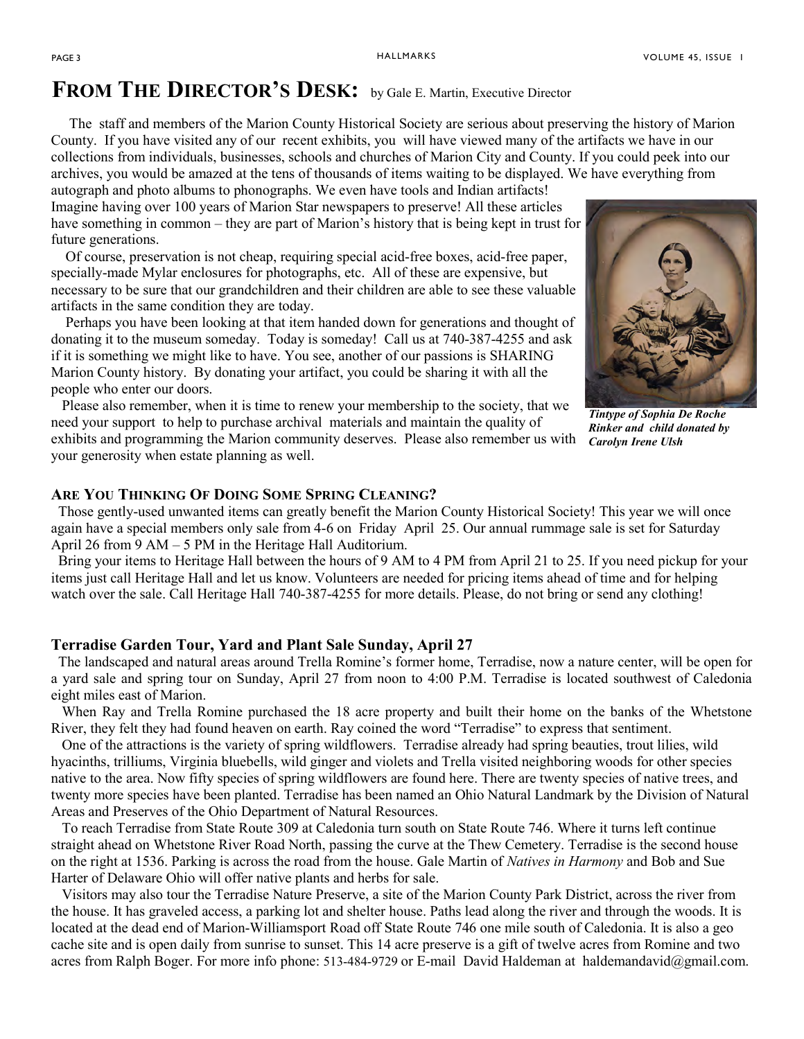# FROM THE DIRECTOR'S DESK: by Gale E. Martin, Executive Director

The staff and members of the Marion County Historical Society are serious about preserving the history of Marion County. If you have visited any of our recent exhibits, you will have viewed many of the artifacts we have in our collections from individuals, businesses, schools and churches of Marion City and County. If you could peek into our archives, you would be amazed at the tens of thousands of items waiting to be displayed. We have everything from autograph and photo albums to phonographs. We even have tools and Indian artifacts! Imagine having over 100 years of Marion Star newspapers to preserve! All these articles have something in common – they are part of Marion's history that is being kept in trust for future generations.

Of course, preservation is not cheap, requiring special acid-free boxes, acid-free paper, specially-made Mylar enclosures for photographs, etc. All of these are expensive, but necessary to be sure that our grandchildren and their children are able to see these valuable artifacts in the same condition they are today.

Perhaps you have been looking at that item handed down for generations and thought of donating it to the museum someday. Today is someday! Call us at 740-387-4255 and ask if it is something we might like to have. You see, another of our passions is SHARING Marion County history. By donating your artifact, you could be sharing it with all the people who enter our doors.

Please also remember, when it is time to renew your membership to the society, that we need your support to help to purchase archival materials and maintain the quality of exhibits and programming the Marion community deserves. Please also remember us with your generosity when estate planning as well.

***Tintype of Sophia De Roche Rinker and child donated by Carolyn Irene Ulsh***

## ARE YOU THINKING OF DOING SOME SPRING CLEANING?

Those gently-used unwanted items can greatly benefit the Marion County Historical Society! This year we will once again have a special members only sale from 4-6 on Friday April 25. Our annual rummage sale is set for Saturday April 26 from 9 AM – 5 PM in the Heritage Hall Auditorium.

Bring your items to Heritage Hall between the hours of 9 AM to 4 PM from April 21 to 25. If you need pickup for your items just call Heritage Hall and let us know. Volunteers are needed for pricing items ahead of time and for helping watch over the sale. Call Heritage Hall 740-387-4255 for more details. Please, do not bring or send any clothing!

## Terradise Garden Tour, Yard and Plant Sale Sunday, April 27

The landscaped and natural areas around Trella Romine's former home, Terradise, now a nature center, will be open for a yard sale and spring tour on Sunday, April 27 from noon to 4:00 P.M. Terradise is located southwest of Caledonia eight miles east of Marion.

When Ray and Trella Romine purchased the 18 acre property and built their home on the banks of the Whetstone River, they felt they had found heaven on earth. Ray coined the word "Terradise" to express that sentiment.

One of the attractions is the variety of spring wildflowers. Terradise already had spring beauties, trout lilies, wild hyacinths, trilliums, Virginia bluebells, wild ginger and violets and Trella visited neighboring woods for other species native to the area. Now fifty species of spring wildflowers are found here. There are twenty species of native trees, and twenty more species have been planted. Terradise has been named an Ohio Natural Landmark by the Division of Natural Areas and Preserves of the Ohio Department of Natural Resources.

To reach Terradise from State Route 309 at Caledonia turn south on State Route 746. Where it turns left continue straight ahead on Whetstone River Road North, passing the curve at the Thew Cemetery. Terradise is the second house on the right at 1536. Parking is across the road from the house. Gale Martin of *Natives in Harmony* and Bob and Sue Harter of Delaware Ohio will offer native plants and herbs for sale.

Visitors may also tour the Terradise Nature Preserve, a site of the Marion County Park District, across the river from the house. It has graveled access, a parking lot and shelter house. Paths lead along the river and through the woods. It is located at the dead end of Marion-Williamsport Road off State Route 746 one mile south of Caledonia. It is also a geo cache site and is open daily from sunrise to sunset. This 14 acre preserve is a gift of twelve acres from Romine and two acres from Ralph Boger. For more info phone: 513-484-9729 or E-mail David Haldeman at haldemandavid@gmail.com.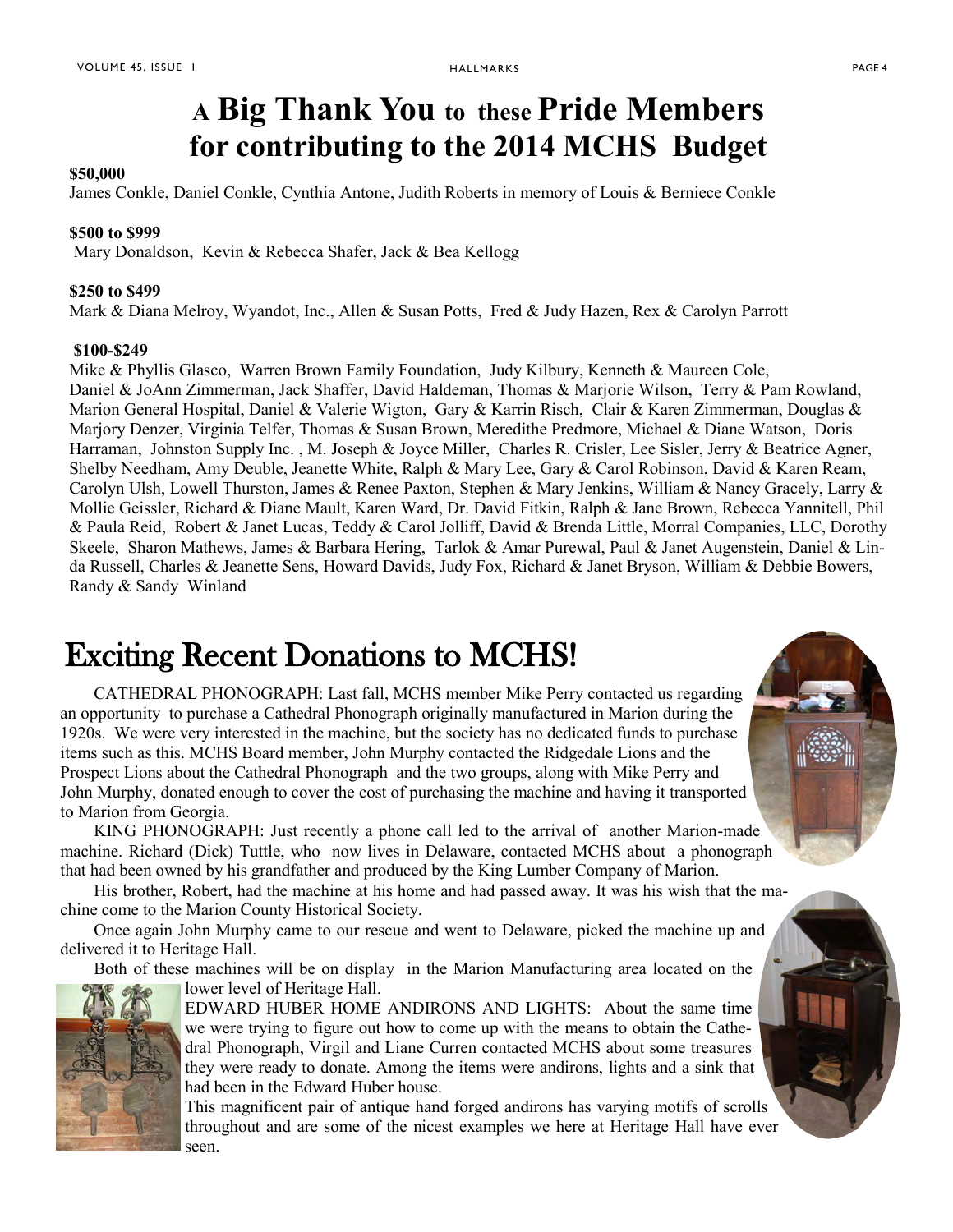# A Big Thank You to these Pride Members for contributing to the 2014 MCHS Budget

**$50,000**

James Conkle, Daniel Conkle, Cynthia Antone, Judith Roberts in memory of Louis & Berniece Conkle

**$500 to $999**

Mary Donaldson, Kevin & Rebecca Shafer, Jack & Bea Kellogg

**$250 to $499**

Mark & Diana Melroy, Wyandot, Inc., Allen & Susan Potts, Fred & Judy Hazen, Rex & Carolyn Parrott

**$100-$249**

Mike & Phyllis Glasco, Warren Brown Family Foundation, Judy Kilbury, Kenneth & Maureen Cole, Daniel & JoAnn Zimmerman, Jack Shaffer, David Haldeman, Thomas & Marjorie Wilson, Terry & Pam Rowland, Marion General Hospital, Daniel & Valerie Wigton, Gary & Karrin Risch, Clair & Karen Zimmerman, Douglas & Marjory Denzer, Virginia Telfer, Thomas & Susan Brown, Meredithe Predmore, Michael & Diane Watson, Doris Harraman, Johnston Supply Inc. , M. Joseph & Joyce Miller, Charles R. Crisler, Lee Sisler, Jerry & Beatrice Agner, Shelby Needham, Amy Deuble, Jeanette White, Ralph & Mary Lee, Gary & Carol Robinson, David & Karen Ream, Carolyn Ulsh, Lowell Thurston, James & Renee Paxton, Stephen & Mary Jenkins, William & Nancy Gracely, Larry & Mollie Geissler, Richard & Diane Mault, Karen Ward, Dr. David Fitkin, Ralph & Jane Brown, Rebecca Yannitell, Phil & Paula Reid, Robert & Janet Lucas, Teddy & Carol Jolliff, David & Brenda Little, Morral Companies, LLC, Dorothy Skeele, Sharon Mathews, James & Barbara Hering, Tarlok & Amar Purewal, Paul & Janet Augenstein, Daniel & Linda Russell, Charles & Jeanette Sens, Howard Davids, Judy Fox, Richard & Janet Bryson, William & Debbie Bowers, Randy & Sandy Winland

# Exciting Recent Donations to MCHS!

CATHEDRAL PHONOGRAPH: Last fall, MCHS member Mike Perry contacted us regarding an opportunity to purchase a Cathedral Phonograph originally manufactured in Marion during the 1920s. We were very interested in the machine, but the society has no dedicated funds to purchase items such as this. MCHS Board member, John Murphy contacted the Ridgedale Lions and the Prospect Lions about the Cathedral Phonograph and the two groups, along with Mike Perry and John Murphy, donated enough to cover the cost of purchasing the machine and having it transported to Marion from Georgia.

KING PHONOGRAPH: Just recently a phone call led to the arrival of another Marion-made machine. Richard (Dick) Tuttle, who now lives in Delaware, contacted MCHS about a phonograph that had been owned by his grandfather and produced by the King Lumber Company of Marion.

His brother, Robert, had the machine at his home and had passed away. It was his wish that the machine come to the Marion County Historical Society.

Once again John Murphy came to our rescue and went to Delaware, picked the machine up and delivered it to Heritage Hall.

Both of these machines will be on display in the Marion Manufacturing area located on the lower level of Heritage Hall.

EDWARD HUBER HOME ANDIRONS AND LIGHTS: About the same time we were trying to figure out how to come up with the means to obtain the Cathedral Phonograph, Virgil and Liane Curren contacted MCHS about some treasures they were ready to donate. Among the items were andirons, lights and a sink that had been in the Edward Huber house.

This magnificent pair of antique hand forged andirons has varying motifs of scrolls throughout and are some of the nicest examples we here at Heritage Hall have ever seen.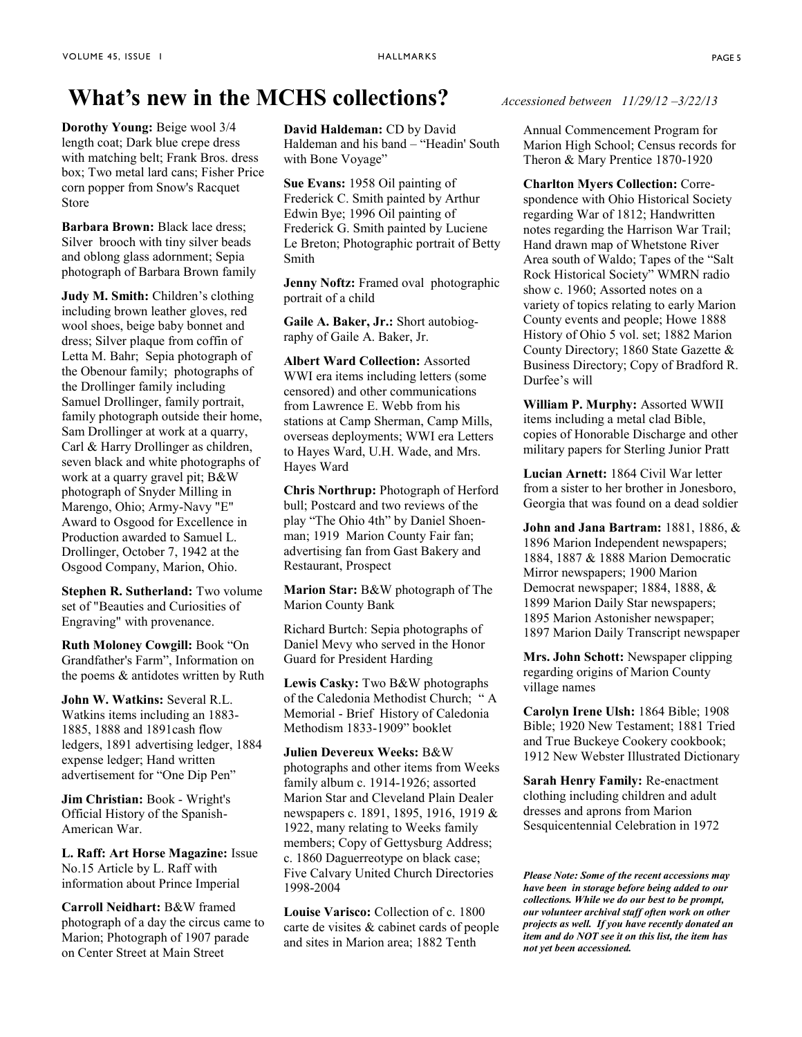# What's new in the MCHS collections?

*Accessioned between 11/29/12 –3/22/13*

**Dorothy Young:** Beige wool 3/4 length coat; Dark blue crepe dress with matching belt; Frank Bros. dress box; Two metal lard cans; Fisher Price corn popper from Snow's Racquet Store

**Barbara Brown:** Black lace dress; Silver brooch with tiny silver beads and oblong glass adornment; Sepia photograph of Barbara Brown family

**Judy M. Smith:** Children's clothing including brown leather gloves, red wool shoes, beige baby bonnet and dress; Silver plaque from coffin of Letta M. Bahr; Sepia photograph of the Obenour family; photographs of the Drollinger family including Samuel Drollinger, family portrait, family photograph outside their home, Sam Drollinger at work at a quarry, Carl & Harry Drollinger as children, seven black and white photographs of work at a quarry gravel pit; B&W photograph of Snyder Milling in Marengo, Ohio; Army-Navy "E" Award to Osgood for Excellence in Production awarded to Samuel L. Drollinger, October 7, 1942 at the Osgood Company, Marion, Ohio.

**Stephen R. Sutherland:** Two volume set of "Beauties and Curiosities of Engraving" with provenance.

**Ruth Moloney Cowgill:** Book "On Grandfather's Farm", Information on the poems & antidotes written by Ruth

**John W. Watkins:** Several R.L. Watkins items including an 1883-1885, 1888 and 1891cash flow ledgers, 1891 advertising ledger, 1884 expense ledger; Hand written advertisement for "One Dip Pen"

**Jim Christian:** Book - Wright's Official History of the Spanish-American War.

**L. Raff: Art Horse Magazine:** Issue No.15 Article by L. Raff with information about Prince Imperial

**Carroll Neidhart:** B&W framed photograph of a day the circus came to Marion; Photograph of 1907 parade on Center Street at Main Street

**David Haldeman:** CD by David Haldeman and his band – "Headin' South with Bone Voyage"

**Sue Evans:** 1958 Oil painting of Frederick C. Smith painted by Arthur Edwin Bye; 1996 Oil painting of Frederick G. Smith painted by Luciene Le Breton; Photographic portrait of Betty Smith

**Jenny Noftz:** Framed oval photographic portrait of a child

**Gaile A. Baker, Jr.:** Short autobiography of Gaile A. Baker, Jr.

**Albert Ward Collection:** Assorted WWI era items including letters (some censored) and other communications from Lawrence E. Webb from his stations at Camp Sherman, Camp Mills, overseas deployments; WWI era Letters to Hayes Ward, U.H. Wade, and Mrs. Hayes Ward

**Chris Northrup:** Photograph of Herford bull; Postcard and two reviews of the play "The Ohio 4th" by Daniel Shoenman; 1919 Marion County Fair fan; advertising fan from Gast Bakery and Restaurant, Prospect

**Marion Star:** B&W photograph of The Marion County Bank

Richard Burtch: Sepia photographs of Daniel Mevy who served in the Honor Guard for President Harding

**Lewis Casky:** Two B&W photographs of the Caledonia Methodist Church; " A Memorial - Brief History of Caledonia Methodism 1833-1909" booklet

**Julien Devereux Weeks:** B&W photographs and other items from Weeks family album c. 1914-1926; assorted Marion Star and Cleveland Plain Dealer newspapers c. 1891, 1895, 1916, 1919 & 1922, many relating to Weeks family members; Copy of Gettysburg Address; c. 1860 Daguerreotype on black case; Five Calvary United Church Directories 1998-2004

**Louise Varisco:** Collection of c. 1800 carte de visites & cabinet cards of people and sites in Marion area; 1882 Tenth Annual Commencement Program for Marion High School; Census records for Theron & Mary Prentice 1870-1920

**Charlton Myers Collection:** Correspondence with Ohio Historical Society regarding War of 1812; Handwritten notes regarding the Harrison War Trail; Hand drawn map of Whetstone River Area south of Waldo; Tapes of the "Salt Rock Historical Society" WMRN radio show c. 1960; Assorted notes on a variety of topics relating to early Marion County events and people; Howe 1888 History of Ohio 5 vol. set; 1882 Marion County Directory; 1860 State Gazette & Business Directory; Copy of Bradford R. Durfee's will

**William P. Murphy:** Assorted WWII items including a metal clad Bible, copies of Honorable Discharge and other military papers for Sterling Junior Pratt

**Lucian Arnett:** 1864 Civil War letter from a sister to her brother in Jonesboro, Georgia that was found on a dead soldier

**John and Jana Bartram:** 1881, 1886, & 1896 Marion Independent newspapers; 1884, 1887 & 1888 Marion Democratic Mirror newspapers; 1900 Marion Democrat newspaper; 1884, 1888, & 1899 Marion Daily Star newspapers; 1895 Marion Astonisher newspaper; 1897 Marion Daily Transcript newspaper

**Mrs. John Schott:** Newspaper clipping regarding origins of Marion County village names

**Carolyn Irene Ulsh:** 1864 Bible; 1908 Bible; 1920 New Testament; 1881 Tried and True Buckeye Cookery cookbook; 1912 New Webster Illustrated Dictionary

**Sarah Henry Family:** Re-enactment clothing including children and adult dresses and aprons from Marion Sesquicentennial Celebration in 1972

***Please Note: Some of the recent accessions may have been in storage before being added to our collections. While we do our best to be prompt, our volunteer archival staff often work on other projects as well. If you have recently donated an item and do NOT see it on this list, the item has not yet been accessioned.***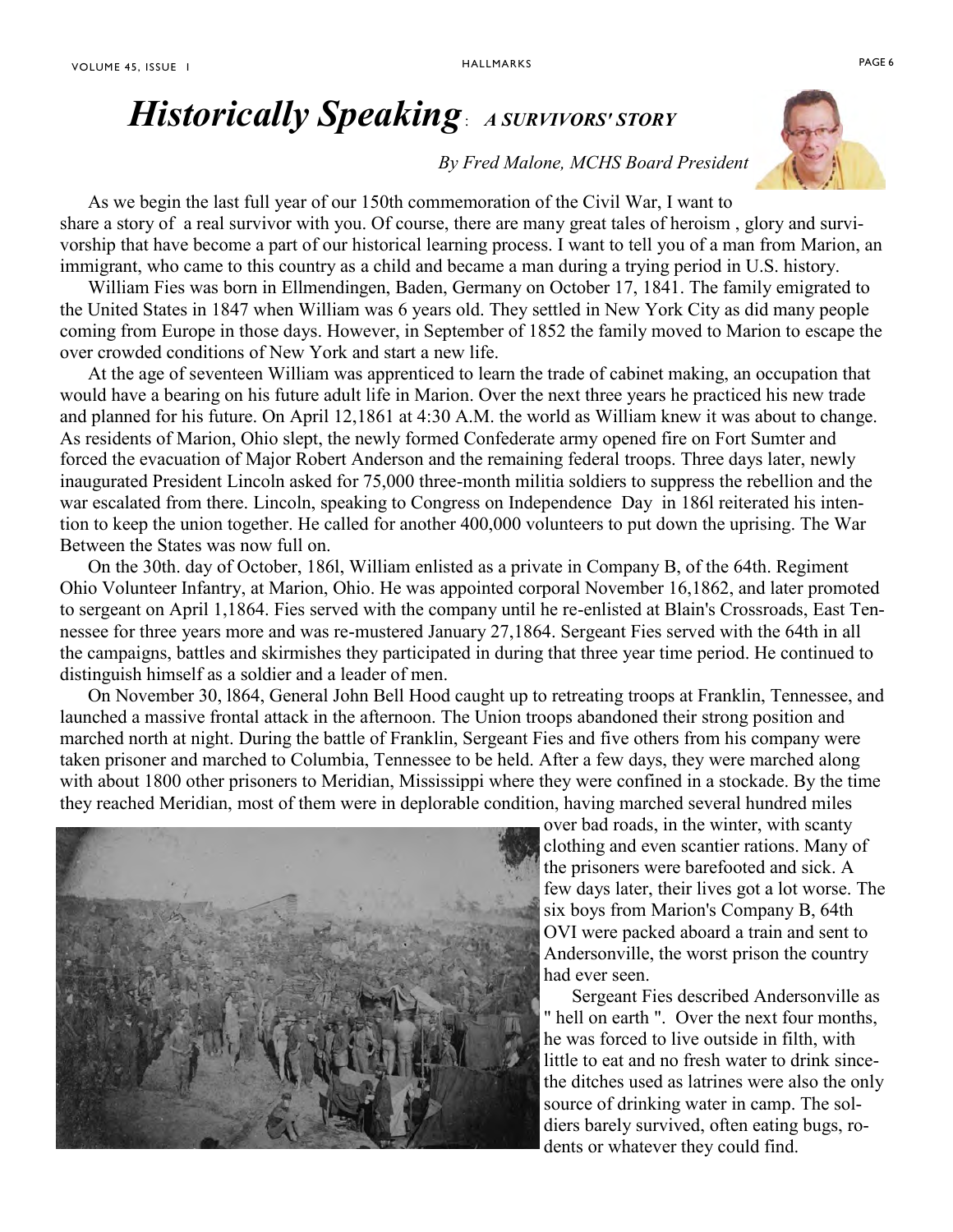# *Historically Speaking*: *A SURVIVORS' STORY*

*By Fred Malone, MCHS Board President*

As we begin the last full year of our 150th commemoration of the Civil War, I want to share a story of a real survivor with you. Of course, there are many great tales of heroism , glory and survivorship that have become a part of our historical learning process. I want to tell you of a man from Marion, an immigrant, who came to this country as a child and became a man during a trying period in U.S. history.

William Fies was born in Ellmendingen, Baden, Germany on October 17, 1841. The family emigrated to the United States in 1847 when William was 6 years old. They settled in New York City as did many people coming from Europe in those days. However, in September of 1852 the family moved to Marion to escape the over crowded conditions of New York and start a new life.

At the age of seventeen William was apprenticed to learn the trade of cabinet making, an occupation that would have a bearing on his future adult life in Marion. Over the next three years he practiced his new trade and planned for his future. On April 12,1861 at 4:30 A.M. the world as William knew it was about to change. As residents of Marion, Ohio slept, the newly formed Confederate army opened fire on Fort Sumter and forced the evacuation of Major Robert Anderson and the remaining federal troops. Three days later, newly inaugurated President Lincoln asked for 75,000 three-month militia soldiers to suppress the rebellion and the war escalated from there. Lincoln, speaking to Congress on Independence Day in 186l reiterated his intention to keep the union together. He called for another 400,000 volunteers to put down the uprising. The War Between the States was now full on.

On the 30th. day of October, 186l, William enlisted as a private in Company B, of the 64th. Regiment Ohio Volunteer Infantry, at Marion, Ohio. He was appointed corporal November 16,1862, and later promoted to sergeant on April 1,1864. Fies served with the company until he re-enlisted at Blain's Crossroads, East Tennessee for three years more and was re-mustered January 27,1864. Sergeant Fies served with the 64th in all the campaigns, battles and skirmishes they participated in during that three year time period. He continued to distinguish himself as a soldier and a leader of men.

On November 30, l864, General John Bell Hood caught up to retreating troops at Franklin, Tennessee, and launched a massive frontal attack in the afternoon. The Union troops abandoned their strong position and marched north at night. During the battle of Franklin, Sergeant Fies and five others from his company were taken prisoner and marched to Columbia, Tennessee to be held. After a few days, they were marched along with about 1800 other prisoners to Meridian, Mississippi where they were confined in a stockade. By the time they reached Meridian, most of them were in deplorable condition, having marched several hundred miles over bad roads, in the winter, with scanty clothing and even scantier rations. Many of the prisoners were barefooted and sick. A few days later, their lives got a lot worse. The six boys from Marion's Company B, 64th OVI were packed aboard a train and sent to Andersonville, the worst prison the country had ever seen.

Sergeant Fies described Andersonville as " hell on earth ". Over the next four months, he was forced to live outside in filth, with little to eat and no fresh water to drink since the ditches used as latrines were also the only source of drinking water in camp. The soldiers barely survived, often eating bugs, rodents or whatever they could find.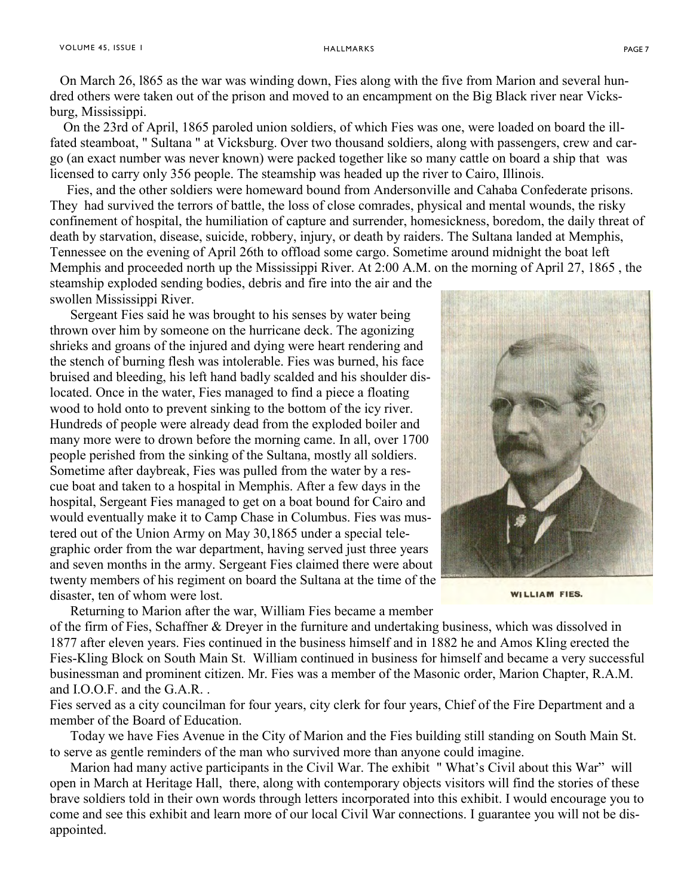On March 26, l865 as the war was winding down, Fies along with the five from Marion and several hundred others were taken out of the prison and moved to an encampment on the Big Black river near Vicksburg, Mississippi.

On the 23rd of April, 1865 paroled union soldiers, of which Fies was one, were loaded on board the ill-fated steamboat, " Sultana " at Vicksburg. Over two thousand soldiers, along with passengers, crew and cargo (an exact number was never known) were packed together like so many cattle on board a ship that was licensed to carry only 356 people. The steamship was headed up the river to Cairo, Illinois.

Fies, and the other soldiers were homeward bound from Andersonville and Cahaba Confederate prisons. They had survived the terrors of battle, the loss of close comrades, physical and mental wounds, the risky confinement of hospital, the humiliation of capture and surrender, homesickness, boredom, the daily threat of death by starvation, disease, suicide, robbery, injury, or death by raiders. The Sultana landed at Memphis, Tennessee on the evening of April 26th to offload some cargo. Sometime around midnight the boat left Memphis and proceeded north up the Mississippi River. At 2:00 A.M. on the morning of April 27, 1865 , the steamship exploded sending bodies, debris and fire into the air and the swollen Mississippi River.

Sergeant Fies said he was brought to his senses by water being thrown over him by someone on the hurricane deck. The agonizing shrieks and groans of the injured and dying were heart rendering and the stench of burning flesh was intolerable. Fies was burned, his face bruised and bleeding, his left hand badly scalded and his shoulder dislocated. Once in the water, Fies managed to find a piece a floating wood to hold onto to prevent sinking to the bottom of the icy river. Hundreds of people were already dead from the exploded boiler and many more were to drown before the morning came. In all, over 1700 people perished from the sinking of the Sultana, mostly all soldiers. Sometime after daybreak, Fies was pulled from the water by a rescue boat and taken to a hospital in Memphis. After a few days in the hospital, Sergeant Fies managed to get on a boat bound for Cairo and would eventually make it to Camp Chase in Columbus. Fies was mustered out of the Union Army on May 30,1865 under a special telegraphic order from the war department, having served just three years and seven months in the army. Sergeant Fies claimed there were about twenty members of his regiment on board the Sultana at the time of the disaster, ten of whom were lost.

WILLIAM FIES.

Returning to Marion after the war, William Fies became a member of the firm of Fies, Schaffner & Dreyer in the furniture and undertaking business, which was dissolved in 1877 after eleven years. Fies continued in the business himself and in 1882 he and Amos Kling erected the Fies-Kling Block on South Main St. William continued in business for himself and became a very successful businessman and prominent citizen. Mr. Fies was a member of the Masonic order, Marion Chapter, R.A.M. and I.O.O.F. and the G.A.R. .

Fies served as a city councilman for four years, city clerk for four years, Chief of the Fire Department and a member of the Board of Education.

Today we have Fies Avenue in the City of Marion and the Fies building still standing on South Main St. to serve as gentle reminders of the man who survived more than anyone could imagine.

Marion had many active participants in the Civil War. The exhibit " What's Civil about this War" will open in March at Heritage Hall, there, along with contemporary objects visitors will find the stories of these brave soldiers told in their own words through letters incorporated into this exhibit. I would encourage you to come and see this exhibit and learn more of our local Civil War connections. I guarantee you will not be disappointed.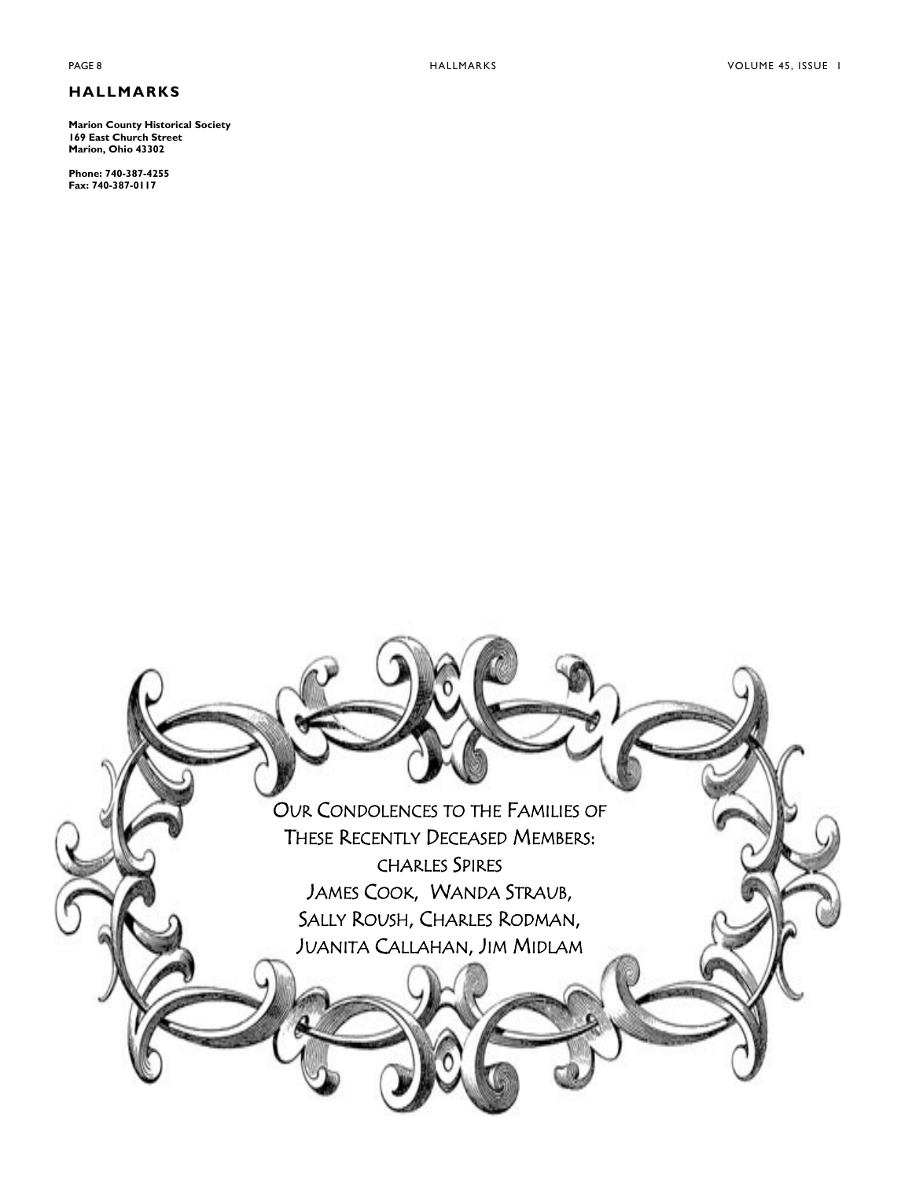## HALLMARKS

**Marion County Historical Society**
**169 East Church Street**
**Marion, Ohio 43302**

**Phone: 740-387-4255**
**Fax: 740-387-0117**

Our Condolences to the Families of
These Recently Deceased Members:
cHARLES Spires
James Cook, Wanda Straub,
Sally Roush, Charles Rodman,
Juanita Callahan, Jim Midlam